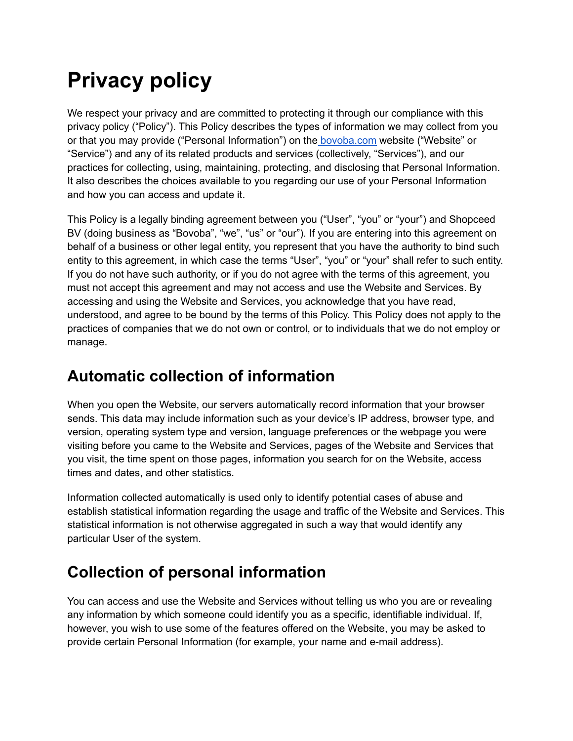# Privacy policy

We respect your privacy and are committed to protecting it through our compliance with this privacy policy ("Policy"). This Policy describes the types of information we may collect from you or that you may provide ("Personal Information") on the [bovoba.com](bovoba.com) website ("Website" or "Service") and any of its related products and services (collectively, "Services"), and our practices for collecting, using, maintaining, protecting, and disclosing that Personal Information. It also describes the choices available to you regarding our use of your Personal Information and how you can access and update it.

This Policy is a legally binding agreement between you ("User", "you" or "your") and Shopceed BV (doing business as "Bovoba", "we", "us" or "our"). If you are entering into this agreement on behalf of a business or other legal entity, you represent that you have the authority to bind such entity to this agreement, in which case the terms "User", "you" or "your" shall refer to such entity. If you do not have such authority, or if you do not agree with the terms of this agreement, you must not accept this agreement and may not access and use the Website and Services. By accessing and using the Website and Services, you acknowledge that you have read, understood, and agree to be bound by the terms of this Policy. This Policy does not apply to the practices of companies that we do not own or control, or to individuals that we do not employ or manage.

## Automatic collection of information

When you open the Website, our servers automatically record information that your browser sends. This data may include information such as your device's IP address, browser type, and version, operating system type and version, language preferences or the webpage you were visiting before you came to the Website and Services, pages of the Website and Services that you visit, the time spent on those pages, information you search for on the Website, access times and dates, and other statistics.

Information collected automatically is used only to identify potential cases of abuse and establish statistical information regarding the usage and traffic of the Website and Services. This statistical information is not otherwise aggregated in such a way that would identify any particular User of the system.

## Collection of personal information

You can access and use the Website and Services without telling us who you are or revealing any information by which someone could identify you as a specific, identifiable individual. If, however, you wish to use some of the features offered on the Website, you may be asked to provide certain Personal Information (for example, your name and e-mail address).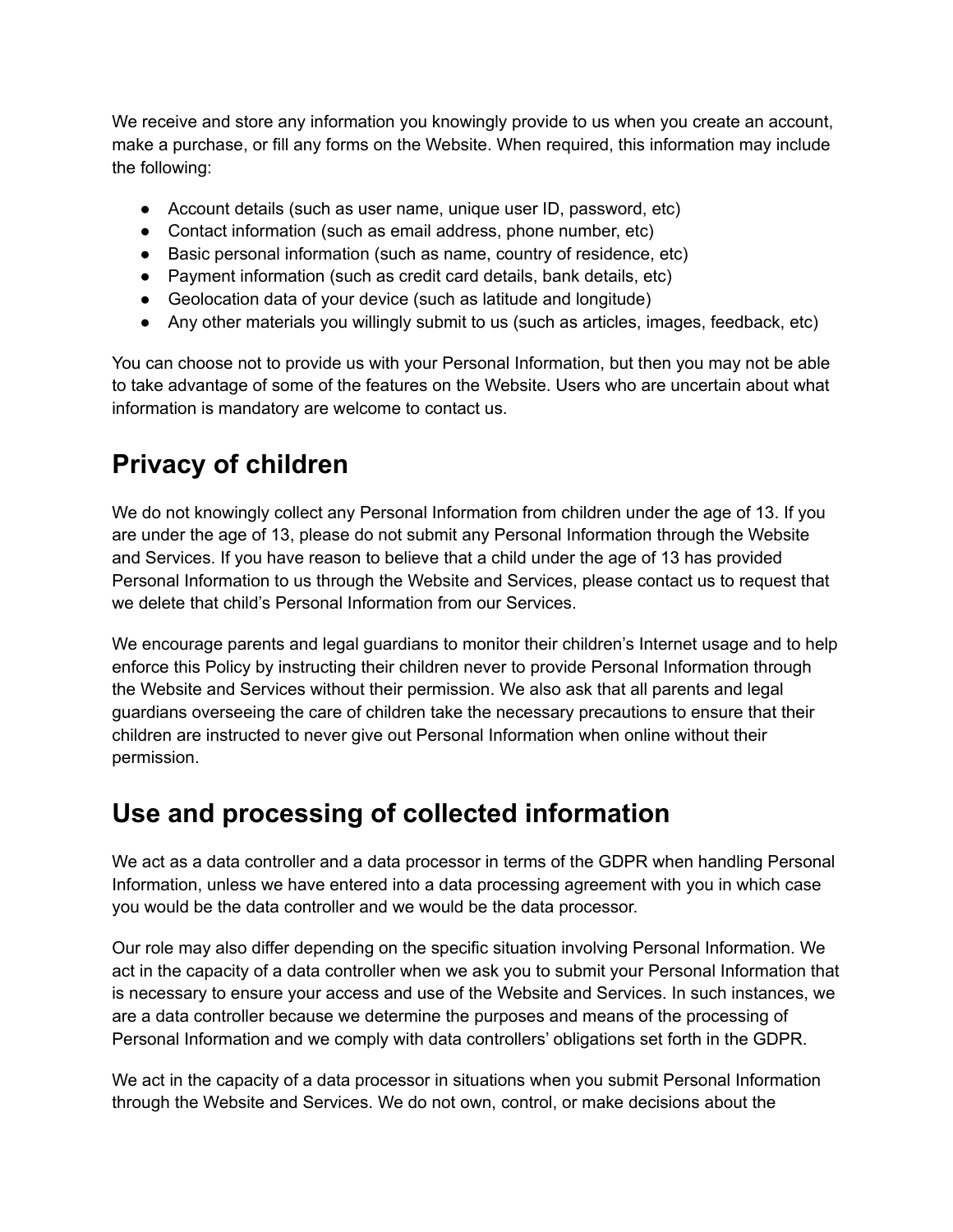We receive and store any information you knowingly provide to us when you create an account, make a purchase, or fill any forms on the Website. When required, this information may include the following:

- Account details (such as user name, unique user ID, password, etc)
- Contact information (such as email address, phone number, etc)
- Basic personal information (such as name, country of residence, etc)
- Payment information (such as credit card details, bank details, etc)
- Geolocation data of your device (such as latitude and longitude)
- Any other materials you willingly submit to us (such as articles, images, feedback, etc)

You can choose not to provide us with your Personal Information, but then you may not be able to take advantage of some of the features on the Website. Users who are uncertain about what information is mandatory are welcome to contact us.

# Privacy of children

We do not knowingly collect any Personal Information from children under the age of 13. If you are under the age of 13, please do not submit any Personal Information through the Website and Services. If you have reason to believe that a child under the age of 13 has provided Personal Information to us through the Website and Services, please contact us to request that we delete that child's Personal Information from our Services.

We encourage parents and legal guardians to monitor their children's Internet usage and to help enforce this Policy by instructing their children never to provide Personal Information through the Website and Services without their permission. We also ask that all parents and legal guardians overseeing the care of children take the necessary precautions to ensure that their children are instructed to never give out Personal Information when online without their permission.

# Use and processing of collected information

We act as a data controller and a data processor in terms of the GDPR when handling Personal Information, unless we have entered into a data processing agreement with you in which case you would be the data controller and we would be the data processor.

Our role may also differ depending on the specific situation involving Personal Information. We act in the capacity of a data controller when we ask you to submit your Personal Information that is necessary to ensure your access and use of the Website and Services. In such instances, we are a data controller because we determine the purposes and means of the processing of Personal Information and we comply with data controllers' obligations set forth in the GDPR.

We act in the capacity of a data processor in situations when you submit Personal Information through the Website and Services. We do not own, control, or make decisions about the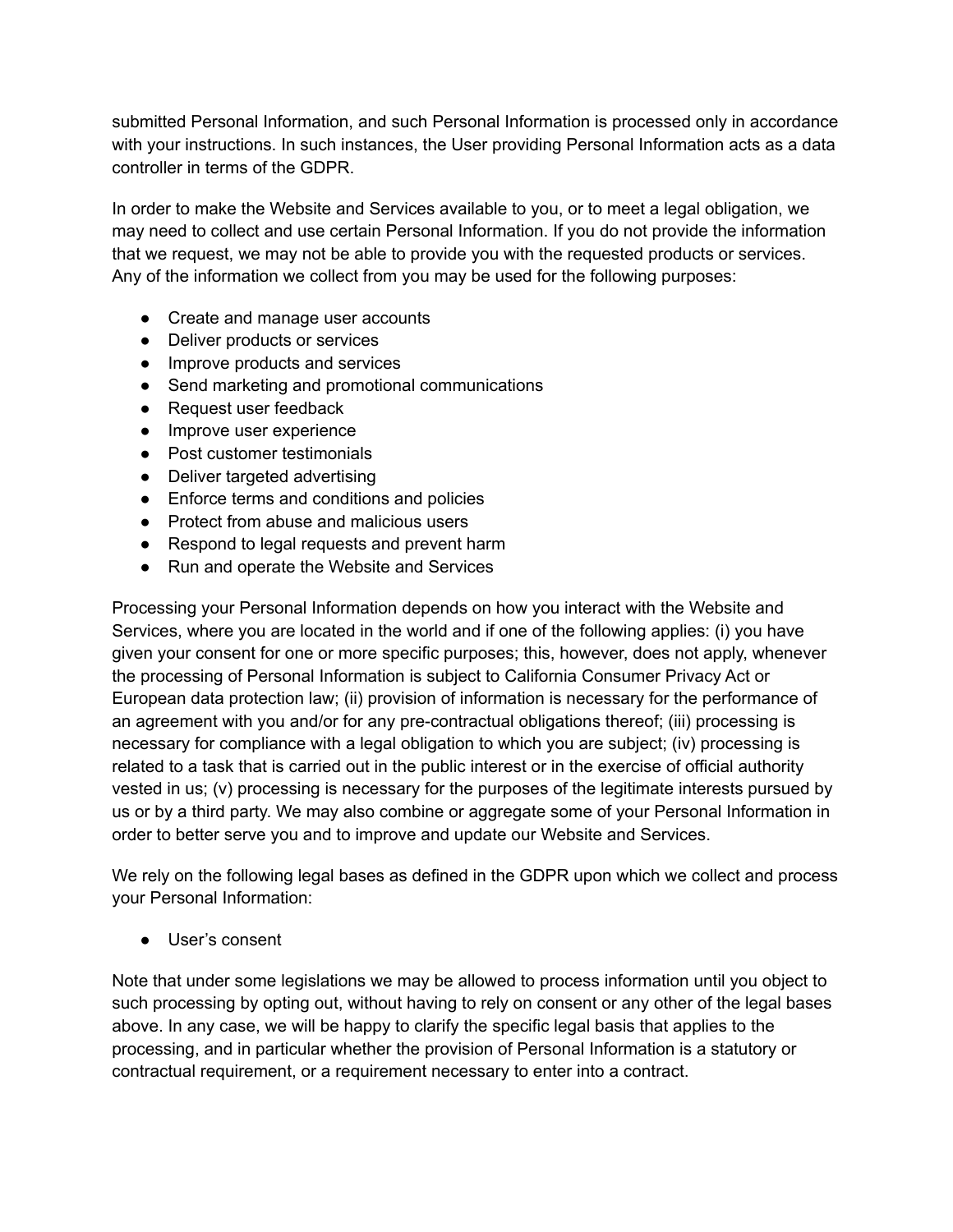submitted Personal Information, and such Personal Information is processed only in accordance with your instructions. In such instances, the User providing Personal Information acts as a data controller in terms of the GDPR.

In order to make the Website and Services available to you, or to meet a legal obligation, we may need to collect and use certain Personal Information. If you do not provide the information that we request, we may not be able to provide you with the requested products or services. Any of the information we collect from you may be used for the following purposes:

- Create and manage user accounts
- Deliver products or services
- Improve products and services
- Send marketing and promotional communications
- Request user feedback
- Improve user experience
- Post customer testimonials
- Deliver targeted advertising
- Enforce terms and conditions and policies
- Protect from abuse and malicious users
- Respond to legal requests and prevent harm
- Run and operate the Website and Services

Processing your Personal Information depends on how you interact with the Website and Services, where you are located in the world and if one of the following applies: (i) you have given your consent for one or more specific purposes; this, however, does not apply, whenever the processing of Personal Information is subject to California Consumer Privacy Act or European data protection law; (ii) provision of information is necessary for the performance of an agreement with you and/or for any pre-contractual obligations thereof; (iii) processing is necessary for compliance with a legal obligation to which you are subject; (iv) processing is related to a task that is carried out in the public interest or in the exercise of official authority vested in us; (v) processing is necessary for the purposes of the legitimate interests pursued by us or by a third party. We may also combine or aggregate some of your Personal Information in order to better serve you and to improve and update our Website and Services.

We rely on the following legal bases as defined in the GDPR upon which we collect and process your Personal Information:

- User's consent

Note that under some legislations we may be allowed to process information until you object to such processing by opting out, without having to rely on consent or any other of the legal bases above. In any case, we will be happy to clarify the specific legal basis that applies to the processing, and in particular whether the provision of Personal Information is a statutory or contractual requirement, or a requirement necessary to enter into a contract.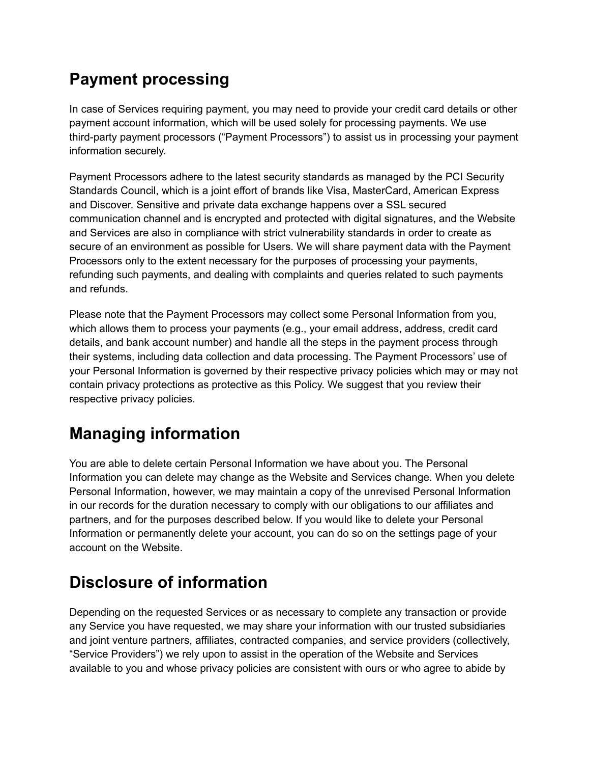## Payment processing

In case of Services requiring payment, you may need to provide your credit card details or other payment account information, which will be used solely for processing payments. We use third-party payment processors ("Payment Processors") to assist us in processing your payment information securely.

Payment Processors adhere to the latest security standards as managed by the PCI Security Standards Council, which is a joint effort of brands like Visa, MasterCard, American Express and Discover. Sensitive and private data exchange happens over a SSL secured communication channel and is encrypted and protected with digital signatures, and the Website and Services are also in compliance with strict vulnerability standards in order to create as secure of an environment as possible for Users. We will share payment data with the Payment Processors only to the extent necessary for the purposes of processing your payments, refunding such payments, and dealing with complaints and queries related to such payments and refunds.

Please note that the Payment Processors may collect some Personal Information from you, which allows them to process your payments (e.g., your email address, address, credit card details, and bank account number) and handle all the steps in the payment process through their systems, including data collection and data processing. The Payment Processors' use of your Personal Information is governed by their respective privacy policies which may or may not contain privacy protections as protective as this Policy. We suggest that you review their respective privacy policies.

## Managing information

You are able to delete certain Personal Information we have about you. The Personal Information you can delete may change as the Website and Services change. When you delete Personal Information, however, we may maintain a copy of the unrevised Personal Information in our records for the duration necessary to comply with our obligations to our affiliates and partners, and for the purposes described below. If you would like to delete your Personal Information or permanently delete your account, you can do so on the settings page of your account on the Website.

## Disclosure of information

Depending on the requested Services or as necessary to complete any transaction or provide any Service you have requested, we may share your information with our trusted subsidiaries and joint venture partners, affiliates, contracted companies, and service providers (collectively, "Service Providers") we rely upon to assist in the operation of the Website and Services available to you and whose privacy policies are consistent with ours or who agree to abide by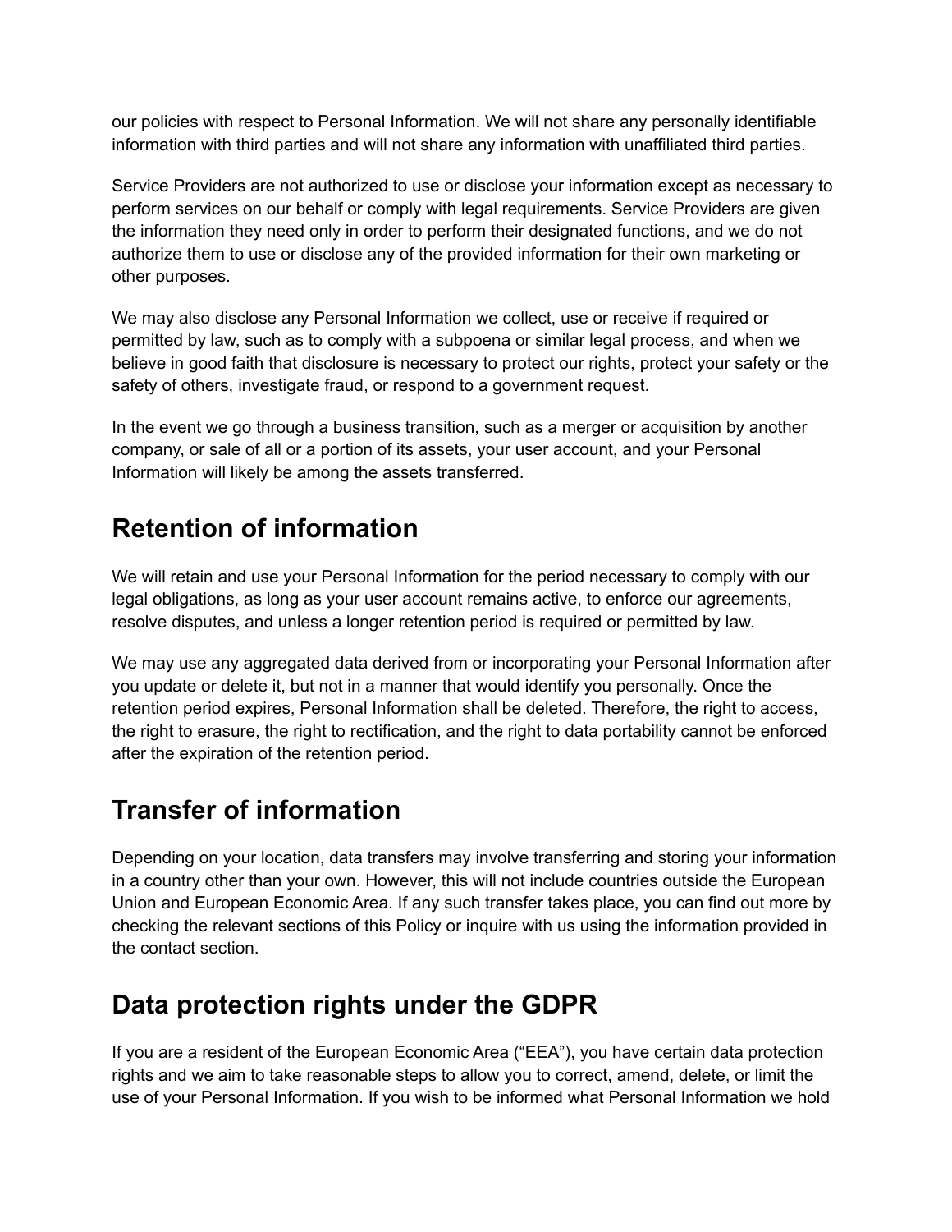our policies with respect to Personal Information. We will not share any personally identifiable information with third parties and will not share any information with unaffiliated third parties.

Service Providers are not authorized to use or disclose your information except as necessary to perform services on our behalf or comply with legal requirements. Service Providers are given the information they need only in order to perform their designated functions, and we do not authorize them to use or disclose any of the provided information for their own marketing or other purposes.

We may also disclose any Personal Information we collect, use or receive if required or permitted by law, such as to comply with a subpoena or similar legal process, and when we believe in good faith that disclosure is necessary to protect our rights, protect your safety or the safety of others, investigate fraud, or respond to a government request.

In the event we go through a business transition, such as a merger or acquisition by another company, or sale of all or a portion of its assets, your user account, and your Personal Information will likely be among the assets transferred.

# Retention of information

We will retain and use your Personal Information for the period necessary to comply with our legal obligations, as long as your user account remains active, to enforce our agreements, resolve disputes, and unless a longer retention period is required or permitted by law.

We may use any aggregated data derived from or incorporating your Personal Information after you update or delete it, but not in a manner that would identify you personally. Once the retention period expires, Personal Information shall be deleted. Therefore, the right to access, the right to erasure, the right to rectification, and the right to data portability cannot be enforced after the expiration of the retention period.

# Transfer of information

Depending on your location, data transfers may involve transferring and storing your information in a country other than your own. However, this will not include countries outside the European Union and European Economic Area. If any such transfer takes place, you can find out more by checking the relevant sections of this Policy or inquire with us using the information provided in the contact section.

# Data protection rights under the GDPR

If you are a resident of the European Economic Area ("EEA"), you have certain data protection rights and we aim to take reasonable steps to allow you to correct, amend, delete, or limit the use of your Personal Information. If you wish to be informed what Personal Information we hold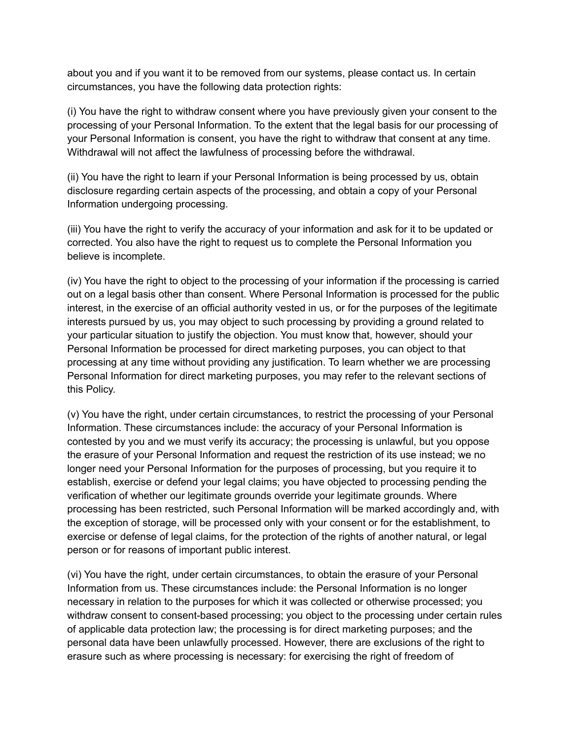about you and if you want it to be removed from our systems, please contact us. In certain circumstances, you have the following data protection rights:

(i) You have the right to withdraw consent where you have previously given your consent to the processing of your Personal Information. To the extent that the legal basis for our processing of your Personal Information is consent, you have the right to withdraw that consent at any time. Withdrawal will not affect the lawfulness of processing before the withdrawal.

(ii) You have the right to learn if your Personal Information is being processed by us, obtain disclosure regarding certain aspects of the processing, and obtain a copy of your Personal Information undergoing processing.

(iii) You have the right to verify the accuracy of your information and ask for it to be updated or corrected. You also have the right to request us to complete the Personal Information you believe is incomplete.

(iv) You have the right to object to the processing of your information if the processing is carried out on a legal basis other than consent. Where Personal Information is processed for the public interest, in the exercise of an official authority vested in us, or for the purposes of the legitimate interests pursued by us, you may object to such processing by providing a ground related to your particular situation to justify the objection. You must know that, however, should your Personal Information be processed for direct marketing purposes, you can object to that processing at any time without providing any justification. To learn whether we are processing Personal Information for direct marketing purposes, you may refer to the relevant sections of this Policy.

(v) You have the right, under certain circumstances, to restrict the processing of your Personal Information. These circumstances include: the accuracy of your Personal Information is contested by you and we must verify its accuracy; the processing is unlawful, but you oppose the erasure of your Personal Information and request the restriction of its use instead; we no longer need your Personal Information for the purposes of processing, but you require it to establish, exercise or defend your legal claims; you have objected to processing pending the verification of whether our legitimate grounds override your legitimate grounds. Where processing has been restricted, such Personal Information will be marked accordingly and, with the exception of storage, will be processed only with your consent or for the establishment, to exercise or defense of legal claims, for the protection of the rights of another natural, or legal person or for reasons of important public interest.

(vi) You have the right, under certain circumstances, to obtain the erasure of your Personal Information from us. These circumstances include: the Personal Information is no longer necessary in relation to the purposes for which it was collected or otherwise processed; you withdraw consent to consent-based processing; you object to the processing under certain rules of applicable data protection law; the processing is for direct marketing purposes; and the personal data have been unlawfully processed. However, there are exclusions of the right to erasure such as where processing is necessary: for exercising the right of freedom of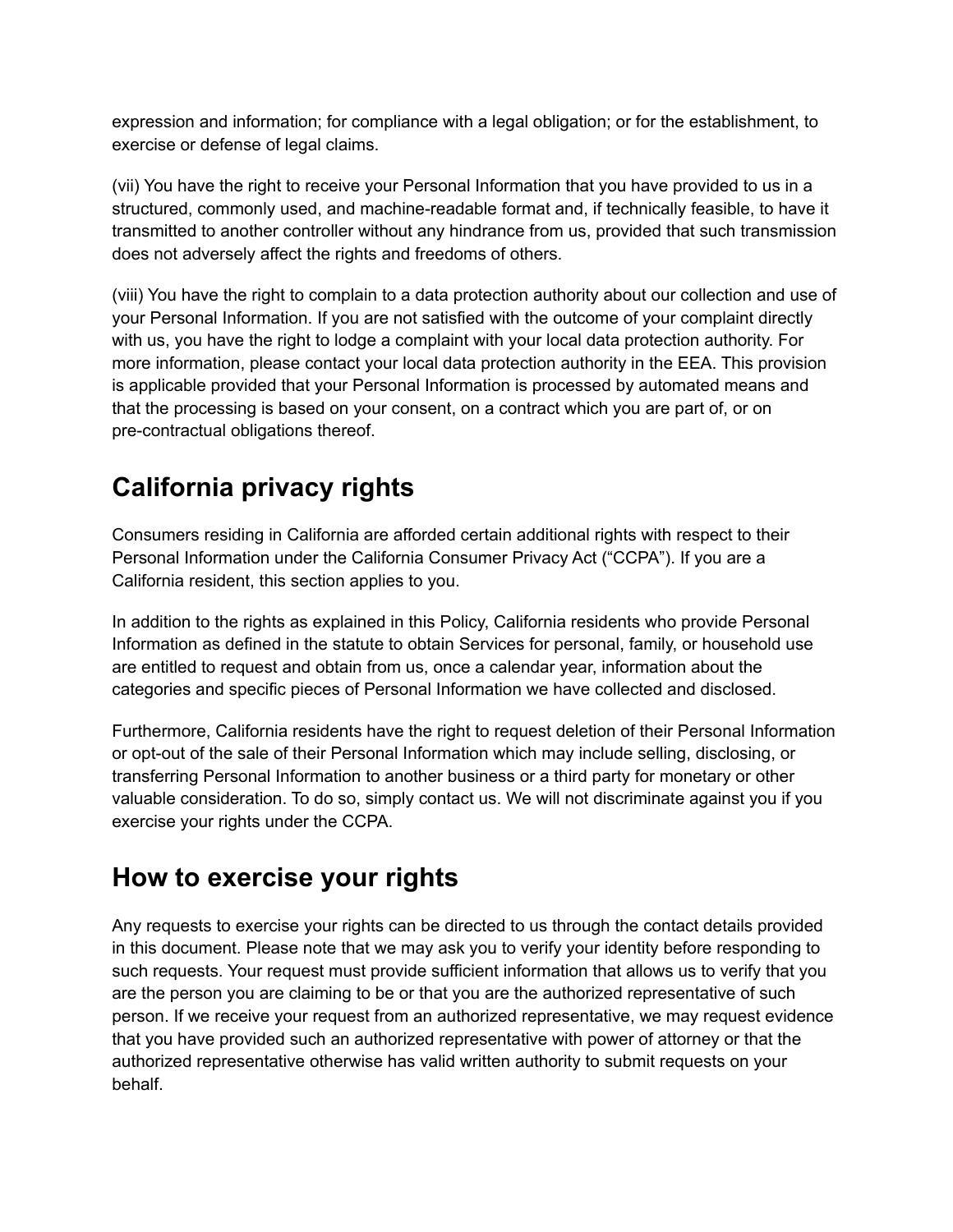expression and information; for compliance with a legal obligation; or for the establishment, to exercise or defense of legal claims.

(vii) You have the right to receive your Personal Information that you have provided to us in a structured, commonly used, and machine-readable format and, if technically feasible, to have it transmitted to another controller without any hindrance from us, provided that such transmission does not adversely affect the rights and freedoms of others.

(viii) You have the right to complain to a data protection authority about our collection and use of your Personal Information. If you are not satisfied with the outcome of your complaint directly with us, you have the right to lodge a complaint with your local data protection authority. For more information, please contact your local data protection authority in the EEA. This provision is applicable provided that your Personal Information is processed by automated means and that the processing is based on your consent, on a contract which you are part of, or on pre-contractual obligations thereof.

## California privacy rights

Consumers residing in California are afforded certain additional rights with respect to their Personal Information under the California Consumer Privacy Act ("CCPA"). If you are a California resident, this section applies to you.

In addition to the rights as explained in this Policy, California residents who provide Personal Information as defined in the statute to obtain Services for personal, family, or household use are entitled to request and obtain from us, once a calendar year, information about the categories and specific pieces of Personal Information we have collected and disclosed.

Furthermore, California residents have the right to request deletion of their Personal Information or opt-out of the sale of their Personal Information which may include selling, disclosing, or transferring Personal Information to another business or a third party for monetary or other valuable consideration. To do so, simply contact us. We will not discriminate against you if you exercise your rights under the CCPA.

## How to exercise your rights

Any requests to exercise your rights can be directed to us through the contact details provided in this document. Please note that we may ask you to verify your identity before responding to such requests. Your request must provide sufficient information that allows us to verify that you are the person you are claiming to be or that you are the authorized representative of such person. If we receive your request from an authorized representative, we may request evidence that you have provided such an authorized representative with power of attorney or that the authorized representative otherwise has valid written authority to submit requests on your behalf.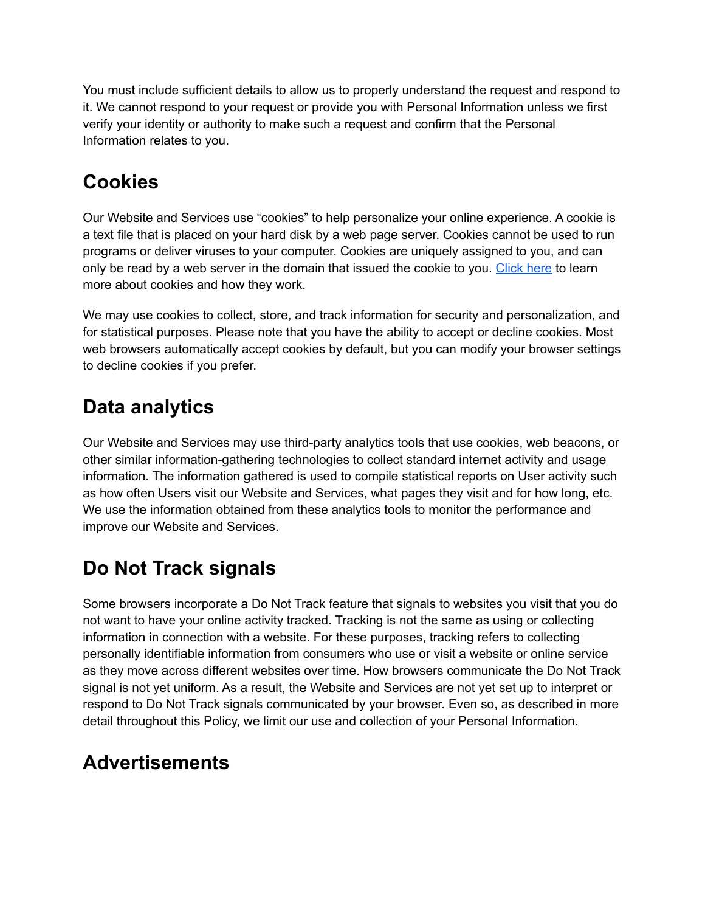You must include sufficient details to allow us to properly understand the request and respond to it. We cannot respond to your request or provide you with Personal Information unless we first verify your identity or authority to make such a request and confirm that the Personal Information relates to you.

## Cookies

Our Website and Services use "cookies" to help personalize your online experience. A cookie is a text file that is placed on your hard disk by a web page server. Cookies cannot be used to run programs or deliver viruses to your computer. Cookies are uniquely assigned to you, and can only be read by a web server in the domain that issued the cookie to you. Click here to learn more about cookies and how they work.

We may use cookies to collect, store, and track information for security and personalization, and for statistical purposes. Please note that you have the ability to accept or decline cookies. Most web browsers automatically accept cookies by default, but you can modify your browser settings to decline cookies if you prefer.

## Data analytics

Our Website and Services may use third-party analytics tools that use cookies, web beacons, or other similar information-gathering technologies to collect standard internet activity and usage information. The information gathered is used to compile statistical reports on User activity such as how often Users visit our Website and Services, what pages they visit and for how long, etc. We use the information obtained from these analytics tools to monitor the performance and improve our Website and Services.

## Do Not Track signals

Some browsers incorporate a Do Not Track feature that signals to websites you visit that you do not want to have your online activity tracked. Tracking is not the same as using or collecting information in connection with a website. For these purposes, tracking refers to collecting personally identifiable information from consumers who use or visit a website or online service as they move across different websites over time. How browsers communicate the Do Not Track signal is not yet uniform. As a result, the Website and Services are not yet set up to interpret or respond to Do Not Track signals communicated by your browser. Even so, as described in more detail throughout this Policy, we limit our use and collection of your Personal Information.

## Advertisements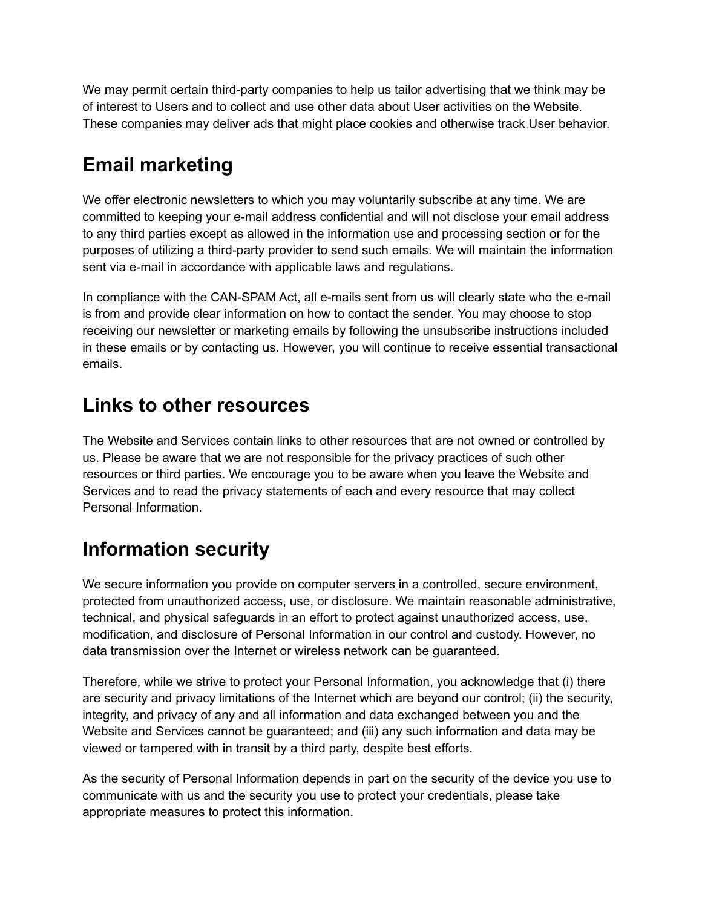We may permit certain third-party companies to help us tailor advertising that we think may be of interest to Users and to collect and use other data about User activities on the Website. These companies may deliver ads that might place cookies and otherwise track User behavior.

## Email marketing

We offer electronic newsletters to which you may voluntarily subscribe at any time. We are committed to keeping your e-mail address confidential and will not disclose your email address to any third parties except as allowed in the information use and processing section or for the purposes of utilizing a third-party provider to send such emails. We will maintain the information sent via e-mail in accordance with applicable laws and regulations.

In compliance with the CAN-SPAM Act, all e-mails sent from us will clearly state who the e-mail is from and provide clear information on how to contact the sender. You may choose to stop receiving our newsletter or marketing emails by following the unsubscribe instructions included in these emails or by contacting us. However, you will continue to receive essential transactional emails.

## Links to other resources

The Website and Services contain links to other resources that are not owned or controlled by us. Please be aware that we are not responsible for the privacy practices of such other resources or third parties. We encourage you to be aware when you leave the Website and Services and to read the privacy statements of each and every resource that may collect Personal Information.

## Information security

We secure information you provide on computer servers in a controlled, secure environment, protected from unauthorized access, use, or disclosure. We maintain reasonable administrative, technical, and physical safeguards in an effort to protect against unauthorized access, use, modification, and disclosure of Personal Information in our control and custody. However, no data transmission over the Internet or wireless network can be guaranteed.

Therefore, while we strive to protect your Personal Information, you acknowledge that (i) there are security and privacy limitations of the Internet which are beyond our control; (ii) the security, integrity, and privacy of any and all information and data exchanged between you and the Website and Services cannot be guaranteed; and (iii) any such information and data may be viewed or tampered with in transit by a third party, despite best efforts.

As the security of Personal Information depends in part on the security of the device you use to communicate with us and the security you use to protect your credentials, please take appropriate measures to protect this information.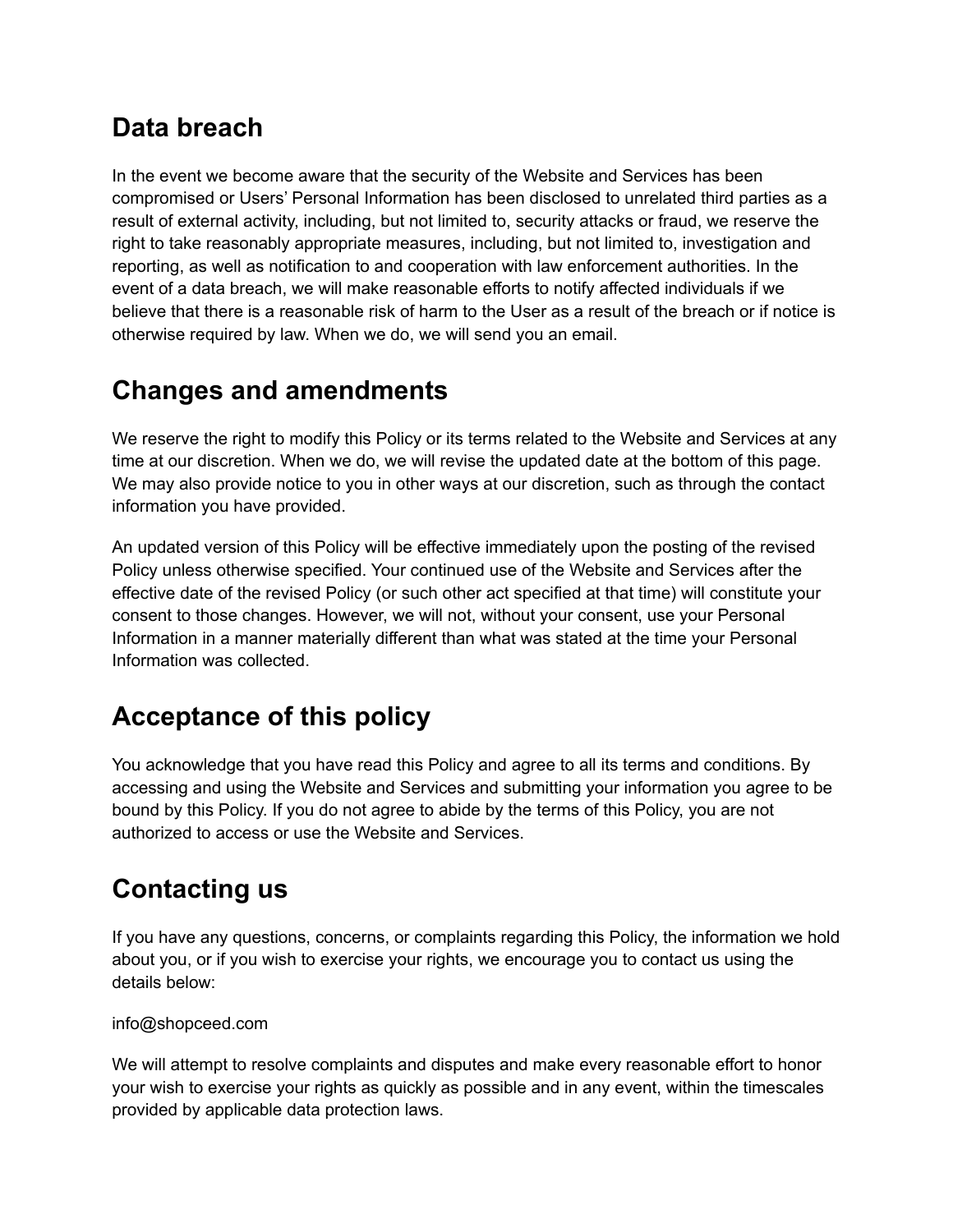## Data breach

In the event we become aware that the security of the Website and Services has been compromised or Users' Personal Information has been disclosed to unrelated third parties as a result of external activity, including, but not limited to, security attacks or fraud, we reserve the right to take reasonably appropriate measures, including, but not limited to, investigation and reporting, as well as notification to and cooperation with law enforcement authorities. In the event of a data breach, we will make reasonable efforts to notify affected individuals if we believe that there is a reasonable risk of harm to the User as a result of the breach or if notice is otherwise required by law. When we do, we will send you an email.

## Changes and amendments

We reserve the right to modify this Policy or its terms related to the Website and Services at any time at our discretion. When we do, we will revise the updated date at the bottom of this page. We may also provide notice to you in other ways at our discretion, such as through the contact information you have provided.

An updated version of this Policy will be effective immediately upon the posting of the revised Policy unless otherwise specified. Your continued use of the Website and Services after the effective date of the revised Policy (or such other act specified at that time) will constitute your consent to those changes. However, we will not, without your consent, use your Personal Information in a manner materially different than what was stated at the time your Personal Information was collected.

## Acceptance of this policy

You acknowledge that you have read this Policy and agree to all its terms and conditions. By accessing and using the Website and Services and submitting your information you agree to be bound by this Policy. If you do not agree to abide by the terms of this Policy, you are not authorized to access or use the Website and Services.

## Contacting us

If you have any questions, concerns, or complaints regarding this Policy, the information we hold about you, or if you wish to exercise your rights, we encourage you to contact us using the details below:

info@shopceed.com

We will attempt to resolve complaints and disputes and make every reasonable effort to honor your wish to exercise your rights as quickly as possible and in any event, within the timescales provided by applicable data protection laws.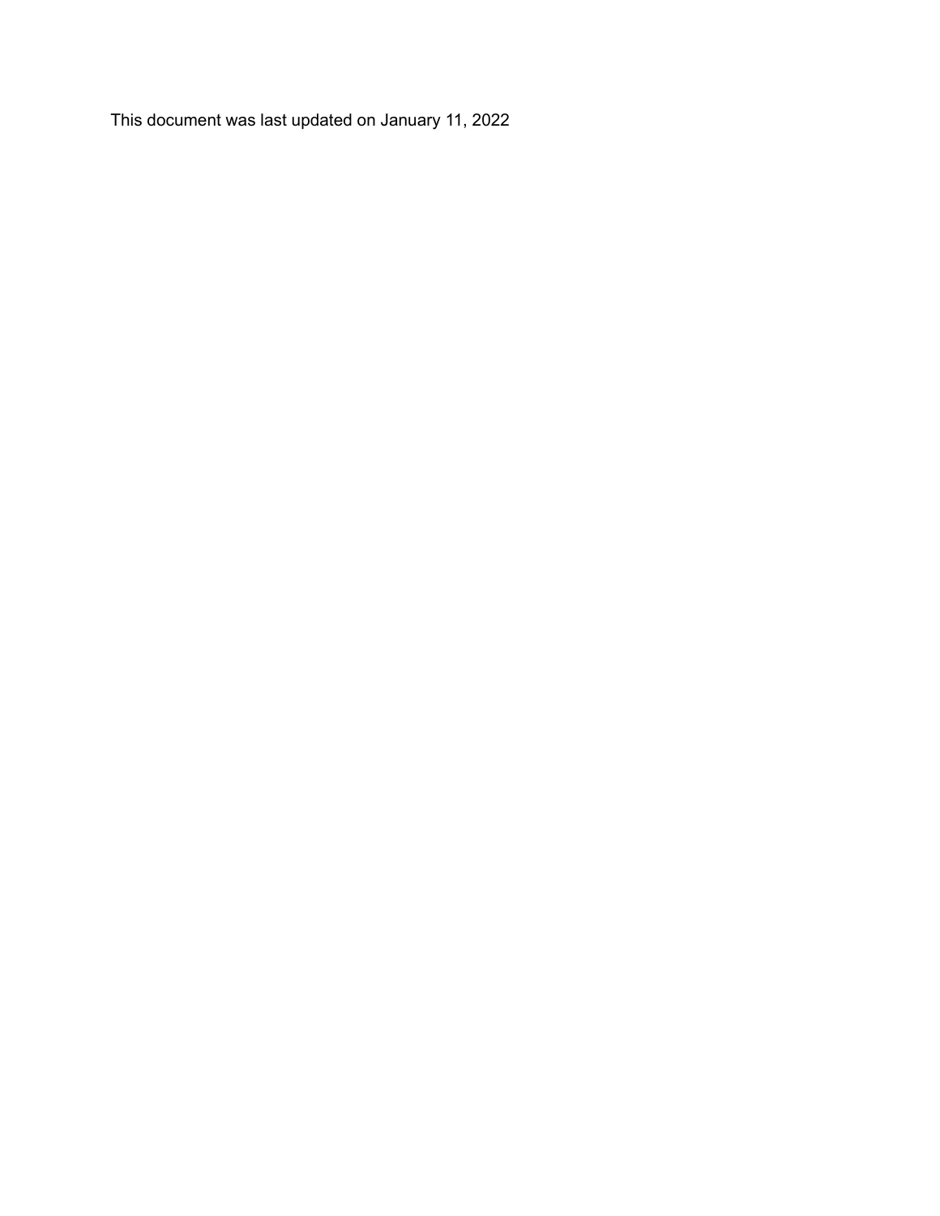This document was last updated on January 11, 2022